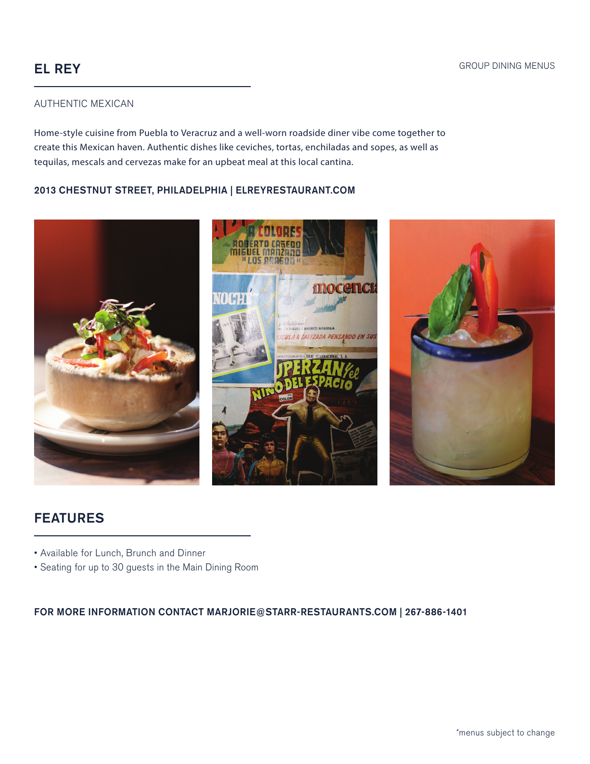GROUP DINING MENUS

# EL REY

AUTHENTIC MEXICAN

Home-style cuisine from Puebla to Veracruz and a well-worn roadside diner vibe come together to create this Mexican haven. Authentic dishes like ceviches, tortas, enchiladas and sopes, as well as tequilas, mescals and cervezas make for an upbeat meal at this local cantina.

**2013 CHESTNUT STREET, PHILADELPHIA | ELREYRESTAURANT.COM**

## FEATURES

- Available for Lunch, Brunch and Dinner
- Seating for up to 30 guests in the Main Dining Room

**FOR MORE INFORMATION CONTACT MARJORIE@STARR-RESTAURANTS.COM | 267-886-1401**

*menus subject to change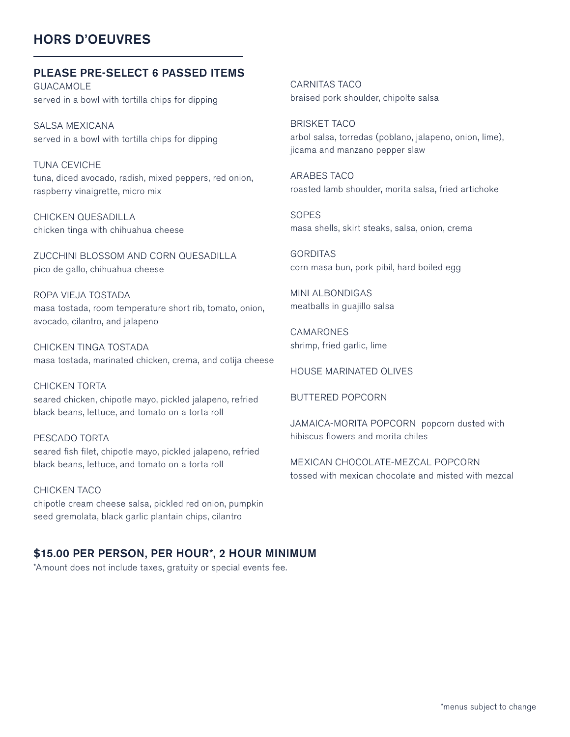## HORS D'OEUVRES

### PLEASE PRE-SELECT 6 PASSED ITEMS

GUACAMOLE
served in a bowl with tortilla chips for dipping

SALSA MEXICANA
served in a bowl with tortilla chips for dipping

TUNA CEVICHE
tuna, diced avocado, radish, mixed peppers, red onion, raspberry vinaigrette, micro mix

CHICKEN QUESADILLA
chicken tinga with chihuahua cheese

ZUCCHINI BLOSSOM AND CORN QUESADILLA
pico de gallo, chihuahua cheese

ROPA VIEJA TOSTADA
masa tostada, room temperature short rib, tomato, onion, avocado, cilantro, and jalapeno

CHICKEN TINGA TOSTADA
masa tostada, marinated chicken, crema, and cotija cheese

CHICKEN TORTA
seared chicken, chipotle mayo, pickled jalapeno, refried black beans, lettuce, and tomato on a torta roll

PESCADO TORTA
seared fish filet, chipotle mayo, pickled jalapeno, refried black beans, lettuce, and tomato on a torta roll

CHICKEN TACO
chipotle cream cheese salsa, pickled red onion, pumpkin seed gremolata, black garlic plantain chips, cilantro

CARNITAS TACO
braised pork shoulder, chipolte salsa

BRISKET TACO
arbol salsa, torredas (poblano, jalapeno, onion, lime), jicama and manzano pepper slaw

ARABES TACO
roasted lamb shoulder, morita salsa, fried artichoke

SOPES
masa shells, skirt steaks, salsa, onion, crema

GORDITAS
corn masa bun, pork pibil, hard boiled egg

MINI ALBONDIGAS
meatballs in guajillo salsa

CAMARONES
shrimp, fried garlic, lime

HOUSE MARINATED OLIVES

BUTTERED POPCORN

JAMAICA-MORITA POPCORN popcorn dusted with hibiscus flowers and morita chiles

MEXICAN CHOCOLATE-MEZCAL POPCORN
tossed with mexican chocolate and misted with mezcal

**$15.00 PER PERSON, PER HOUR*, 2 HOUR MINIMUM**

*Amount does not include taxes, gratuity or special events fee.

*menus subject to change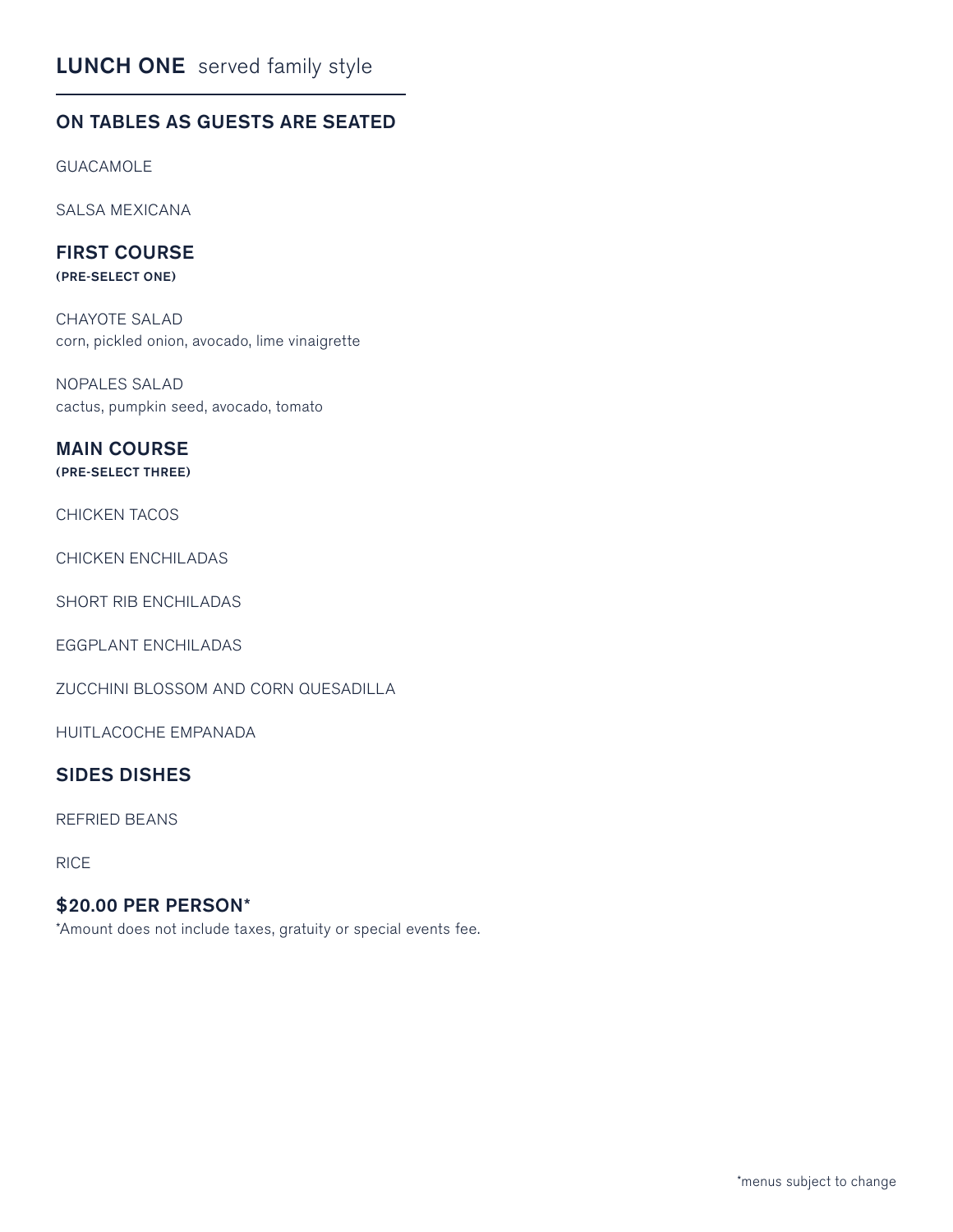## LUNCH ONE served family style

### ON TABLES AS GUESTS ARE SEATED

GUACAMOLE

SALSA MEXICANA

### FIRST COURSE

**(PRE-SELECT ONE)**

CHAYOTE SALAD
corn, pickled onion, avocado, lime vinaigrette

NOPALES SALAD
cactus, pumpkin seed, avocado, tomato

### MAIN COURSE

**(PRE-SELECT THREE)**

CHICKEN TACOS

CHICKEN ENCHILADAS

SHORT RIB ENCHILADAS

EGGPLANT ENCHILADAS

ZUCCHINI BLOSSOM AND CORN QUESADILLA

HUITLACOCHE EMPANADA

### SIDES DISHES

REFRIED BEANS

RICE

### $20.00 PER PERSON*

*Amount does not include taxes, gratuity or special events fee.

*menus subject to change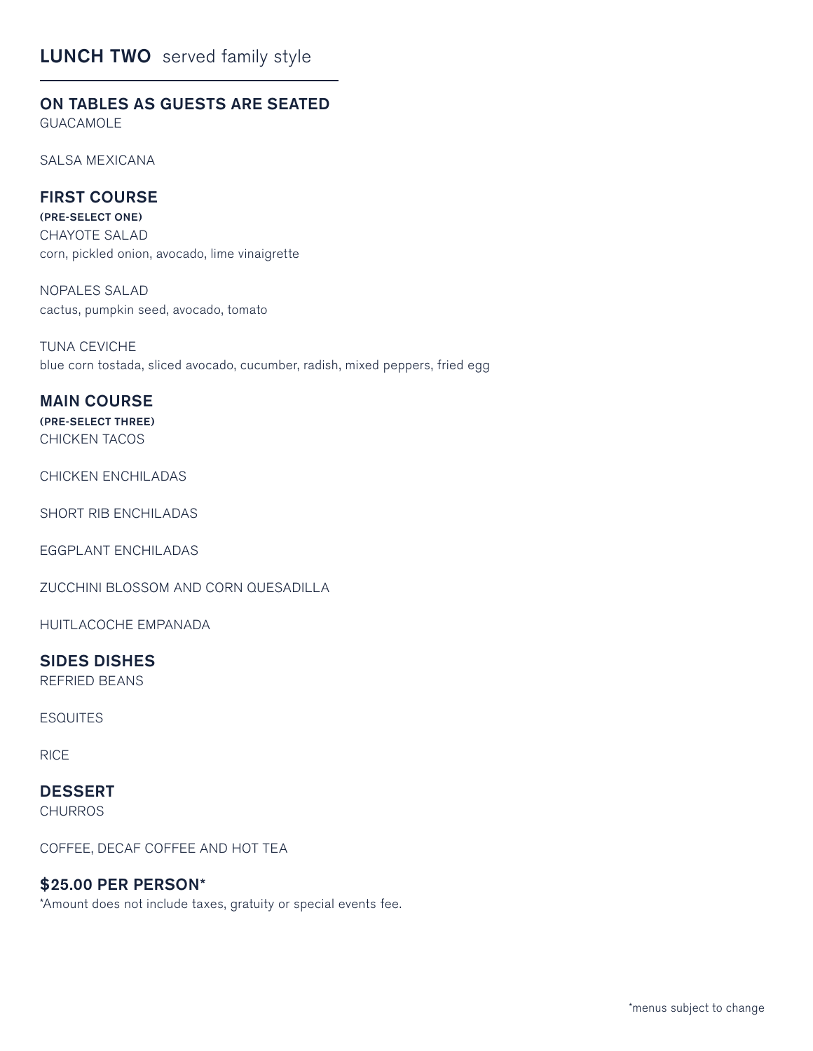## LUNCH TWO served family style

### ON TABLES AS GUESTS ARE SEATED

GUACAMOLE

SALSA MEXICANA

### FIRST COURSE

**(PRE-SELECT ONE)**

CHAYOTE SALAD
corn, pickled onion, avocado, lime vinaigrette

NOPALES SALAD
cactus, pumpkin seed, avocado, tomato

TUNA CEVICHE
blue corn tostada, sliced avocado, cucumber, radish, mixed peppers, fried egg

### MAIN COURSE

**(PRE-SELECT THREE)**

CHICKEN TACOS

CHICKEN ENCHILADAS

SHORT RIB ENCHILADAS

EGGPLANT ENCHILADAS

ZUCCHINI BLOSSOM AND CORN QUESADILLA

HUITLACOCHE EMPANADA

### SIDES DISHES

REFRIED BEANS

ESQUITES

RICE

### DESSERT

CHURROS

COFFEE, DECAF COFFEE AND HOT TEA

### $25.00 PER PERSON*

*Amount does not include taxes, gratuity or special events fee.

*menus subject to change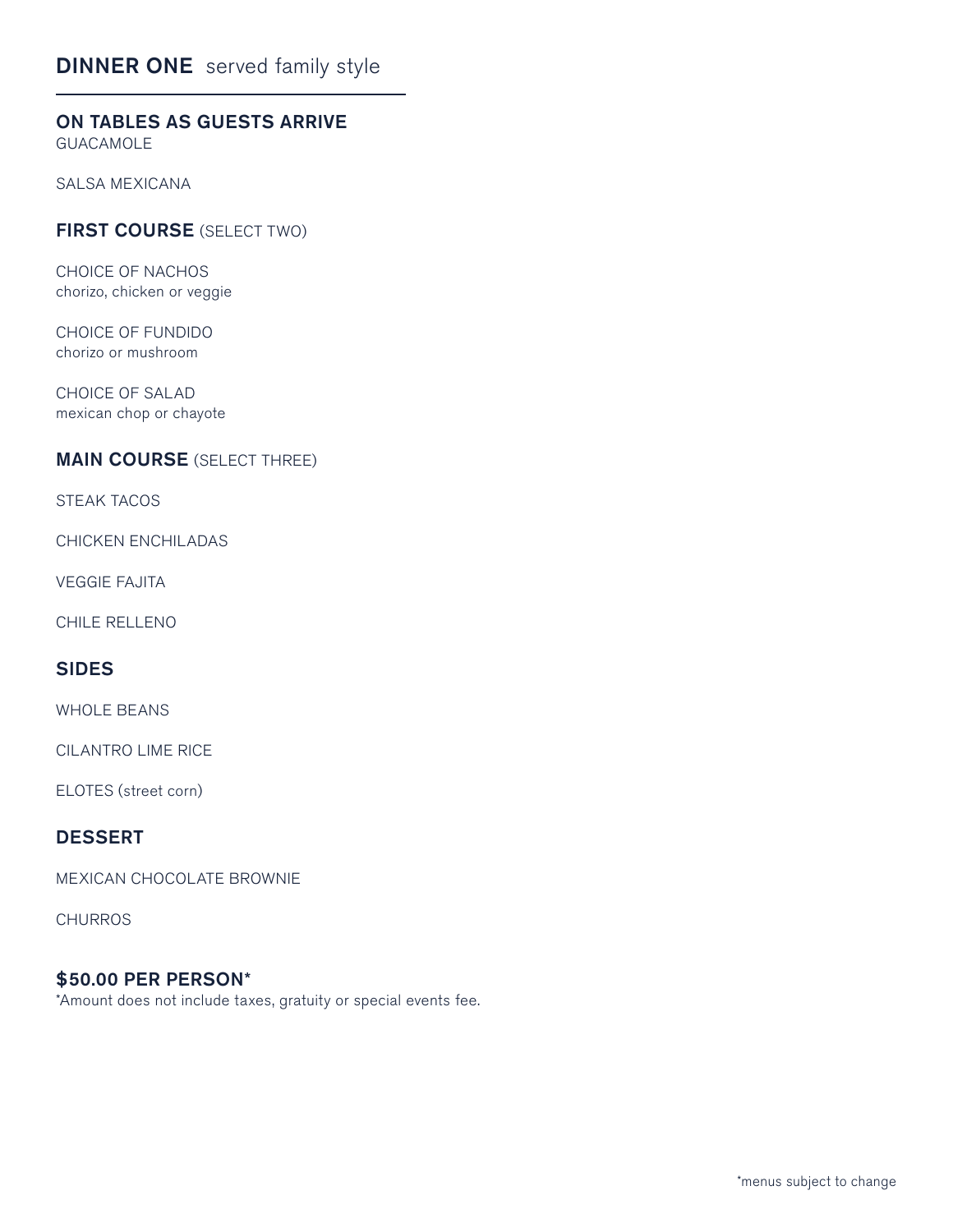## **DINNER ONE** served family style

### ON TABLES AS GUESTS ARRIVE

GUACAMOLE

SALSA MEXICANA

### FIRST COURSE (SELECT TWO)

CHOICE OF NACHOS
chorizo, chicken or veggie

CHOICE OF FUNDIDO
chorizo or mushroom

CHOICE OF SALAD
mexican chop or chayote

### MAIN COURSE (SELECT THREE)

STEAK TACOS

CHICKEN ENCHILADAS

VEGGIE FAJITA

CHILE RELLENO

### SIDES

WHOLE BEANS

CILANTRO LIME RICE

ELOTES (street corn)

### DESSERT

MEXICAN CHOCOLATE BROWNIE

CHURROS

**$50.00 PER PERSON***
*Amount does not include taxes, gratuity or special events fee.

*menus subject to change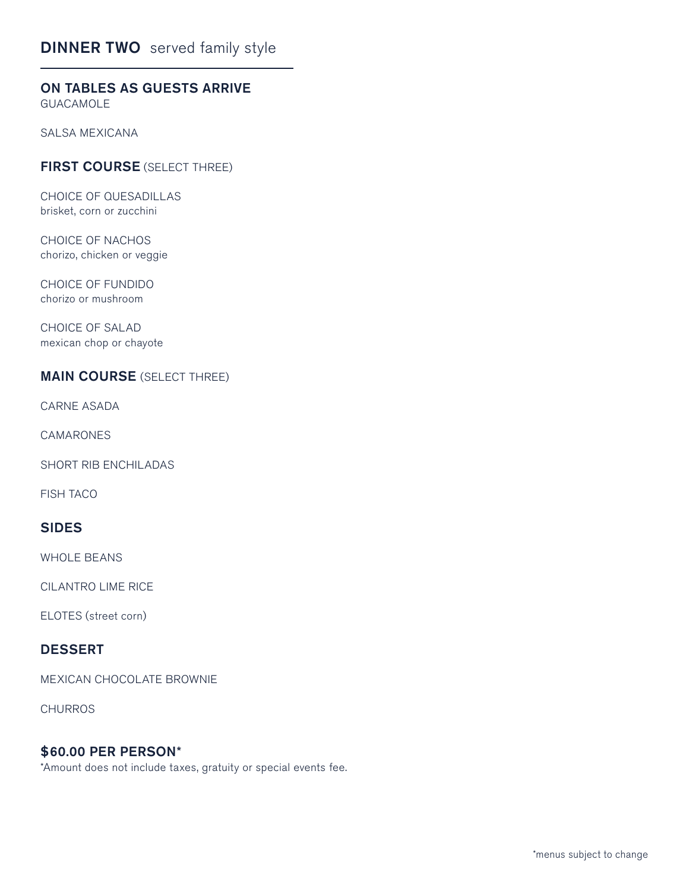## DINNER TWO served family style

### ON TABLES AS GUESTS ARRIVE

GUACAMOLE

SALSA MEXICANA

### FIRST COURSE (SELECT THREE)

CHOICE OF QUESADILLAS
brisket, corn or zucchini

CHOICE OF NACHOS
chorizo, chicken or veggie

CHOICE OF FUNDIDO
chorizo or mushroom

CHOICE OF SALAD
mexican chop or chayote

### MAIN COURSE (SELECT THREE)

CARNE ASADA

CAMARONES

SHORT RIB ENCHILADAS

FISH TACO

### SIDES

WHOLE BEANS

CILANTRO LIME RICE

ELOTES (street corn)

### DESSERT

MEXICAN CHOCOLATE BROWNIE

CHURROS

### $60.00 PER PERSON*

*Amount does not include taxes, gratuity or special events fee.

*menus subject to change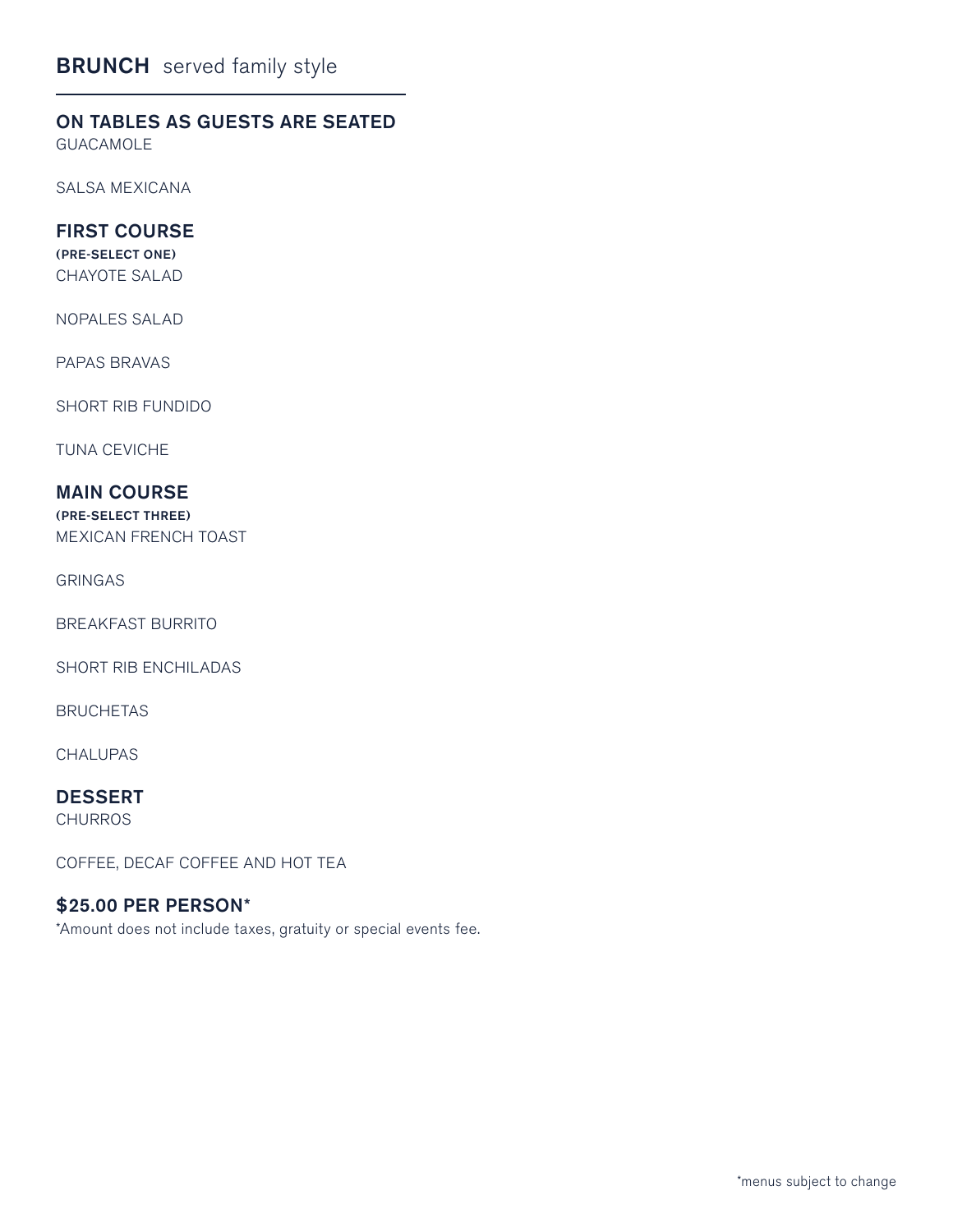# **BRUNCH** served family style

## ON TABLES AS GUESTS ARE SEATED

GUACAMOLE

SALSA MEXICANA

## FIRST COURSE

**(PRE-SELECT ONE)**

CHAYOTE SALAD

NOPALES SALAD

PAPAS BRAVAS

SHORT RIB FUNDIDO

TUNA CEVICHE

## MAIN COURSE

**(PRE-SELECT THREE)**

MEXICAN FRENCH TOAST

GRINGAS

BREAKFAST BURRITO

SHORT RIB ENCHILADAS

BRUCHETAS

CHALUPAS

## DESSERT

CHURROS

COFFEE, DECAF COFFEE AND HOT TEA

## $25.00 PER PERSON*

*Amount does not include taxes, gratuity or special events fee.

*menus subject to change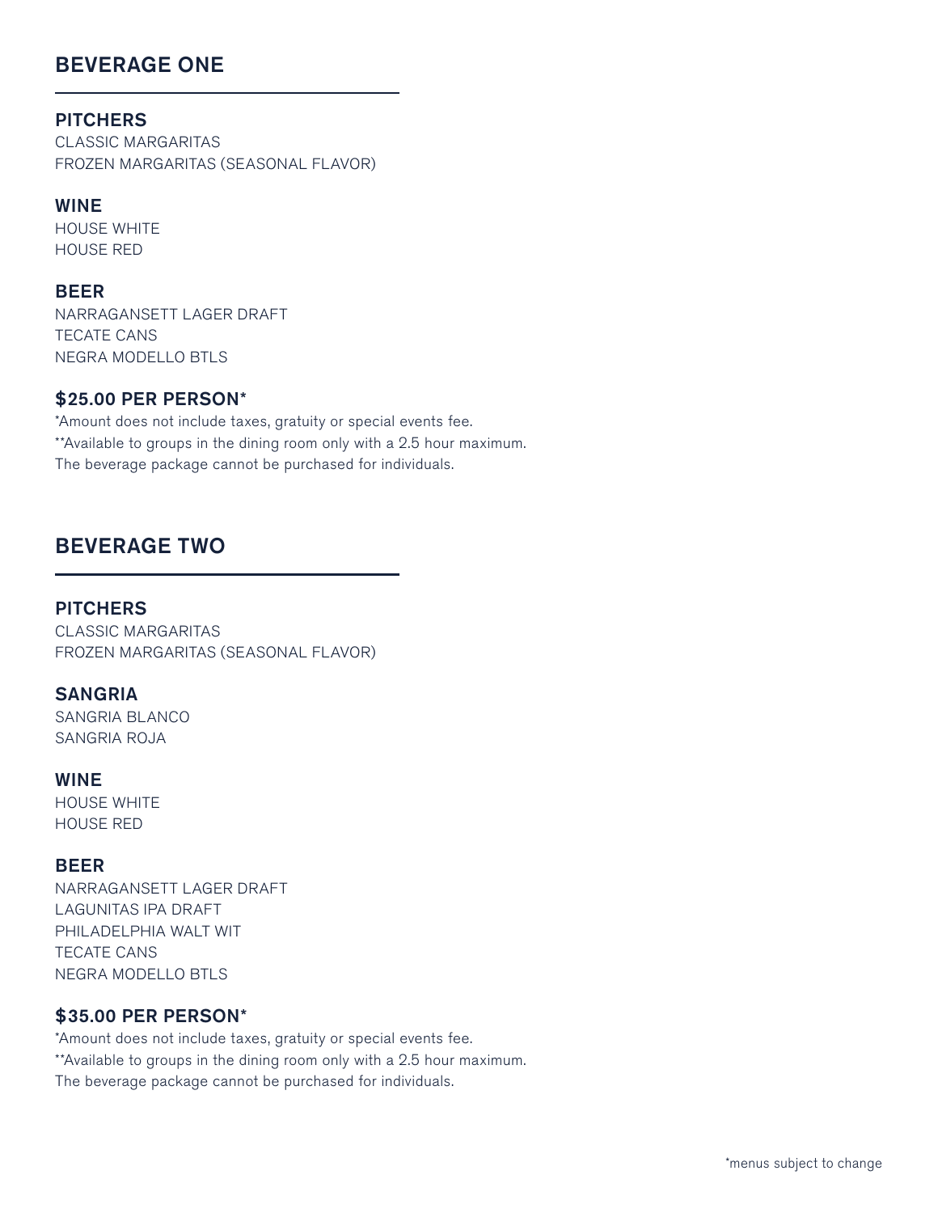## BEVERAGE ONE

### PITCHERS

CLASSIC MARGARITAS
FROZEN MARGARITAS (SEASONAL FLAVOR)

### WINE

HOUSE WHITE
HOUSE RED

### BEER

NARRAGANSETT LAGER DRAFT
TECATE CANS
NEGRA MODELLO BTLS

### $25.00 PER PERSON*

*Amount does not include taxes, gratuity or special events fee.
**Available to groups in the dining room only with a 2.5 hour maximum.
The beverage package cannot be purchased for individuals.

## BEVERAGE TWO

### PITCHERS

CLASSIC MARGARITAS
FROZEN MARGARITAS (SEASONAL FLAVOR)

### SANGRIA

SANGRIA BLANCO
SANGRIA ROJA

### WINE

HOUSE WHITE
HOUSE RED

### BEER

NARRAGANSETT LAGER DRAFT
LAGUNITAS IPA DRAFT
PHILADELPHIA WALT WIT
TECATE CANS
NEGRA MODELLO BTLS

### $35.00 PER PERSON*

*Amount does not include taxes, gratuity or special events fee.
**Available to groups in the dining room only with a 2.5 hour maximum.
The beverage package cannot be purchased for individuals.

*menus subject to change